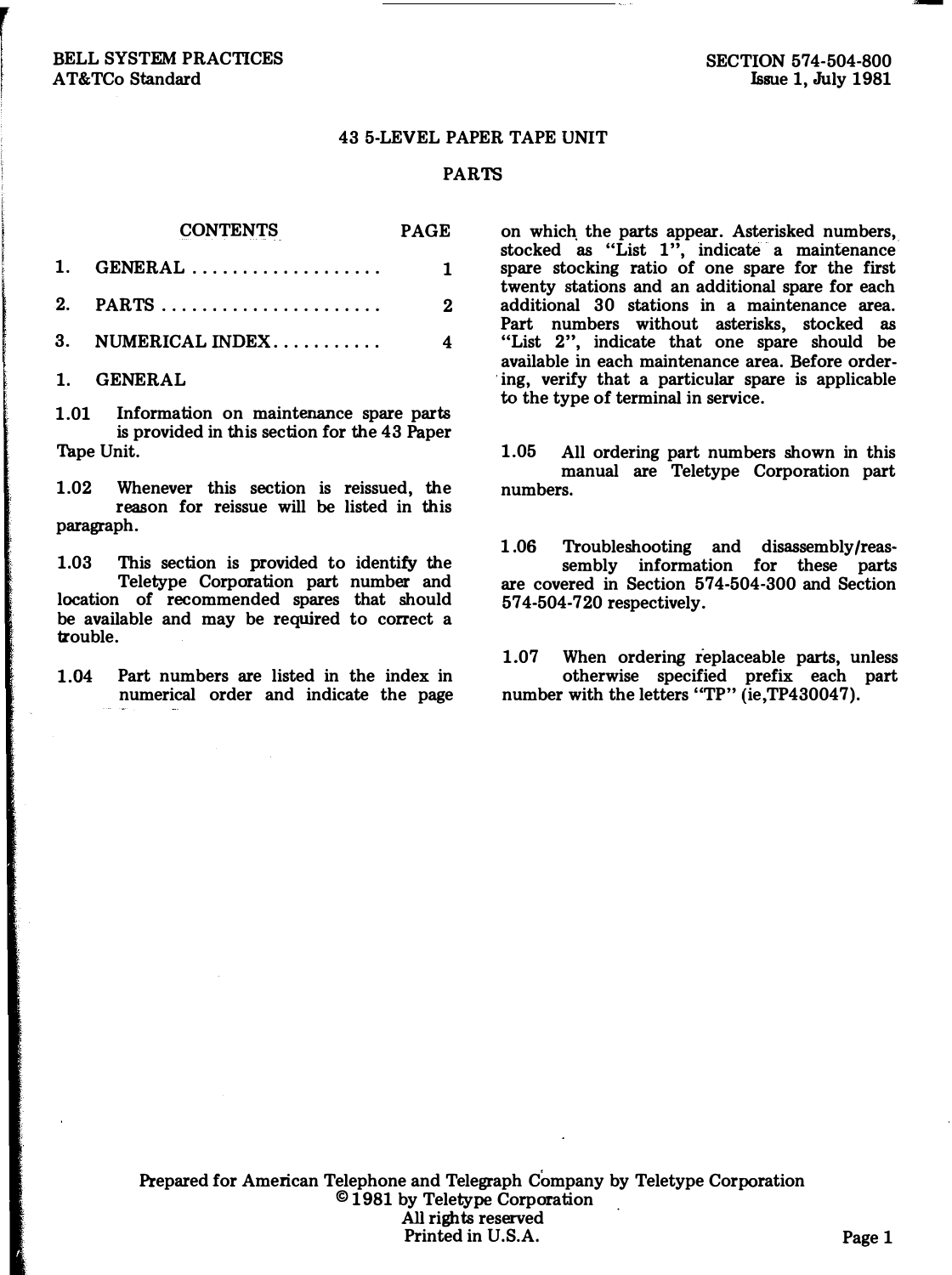BELL SYSTEM PRACTICES
AT&TCo Standard

SECTION 574-504-800
Issue 1, July 1981

# 43 5-LEVEL PAPER TAPE UNIT

## PARTS

| CONTENTS | PAGE |
|---|---|
| 1. GENERAL | 1 |
| 2. PARTS | 2 |
| 3. NUMERICAL INDEX | 4 |

## 1. GENERAL

1.01 Information on maintenance spare parts is provided in this section for the 43 Paper Tape Unit.

1.02 Whenever this section is reissued, the reason for reissue will be listed in this paragraph.

1.03 This section is provided to identify the Teletype Corporation part number and location of recommended spares that should be available and may be required to correct a trouble.

1.04 Part numbers are listed in the index in numerical order and indicate the page on which the parts appear. Asterisked numbers, stocked as "List 1", indicate a maintenance spare stocking ratio of one spare for the first twenty stations and an additional spare for each additional 30 stations in a maintenance area. Part numbers without asterisks, stocked as "List 2", indicate that one spare should be available in each maintenance area. Before ordering, verify that a particular spare is applicable to the type of terminal in service.

1.05 All ordering part numbers shown in this manual are Teletype Corporation part numbers.

1.06 Troubleshooting and disassembly/reassembly information for these parts are covered in Section 574-504-300 and Section 574-504-720 respectively.

1.07 When ordering replaceable parts, unless otherwise specified prefix each part number with the letters "TP" (ie,TP430047).

Prepared for American Telephone and Telegraph Company by Teletype Corporation
© 1981 by Teletype Corporation
All rights reserved
Printed in U.S.A.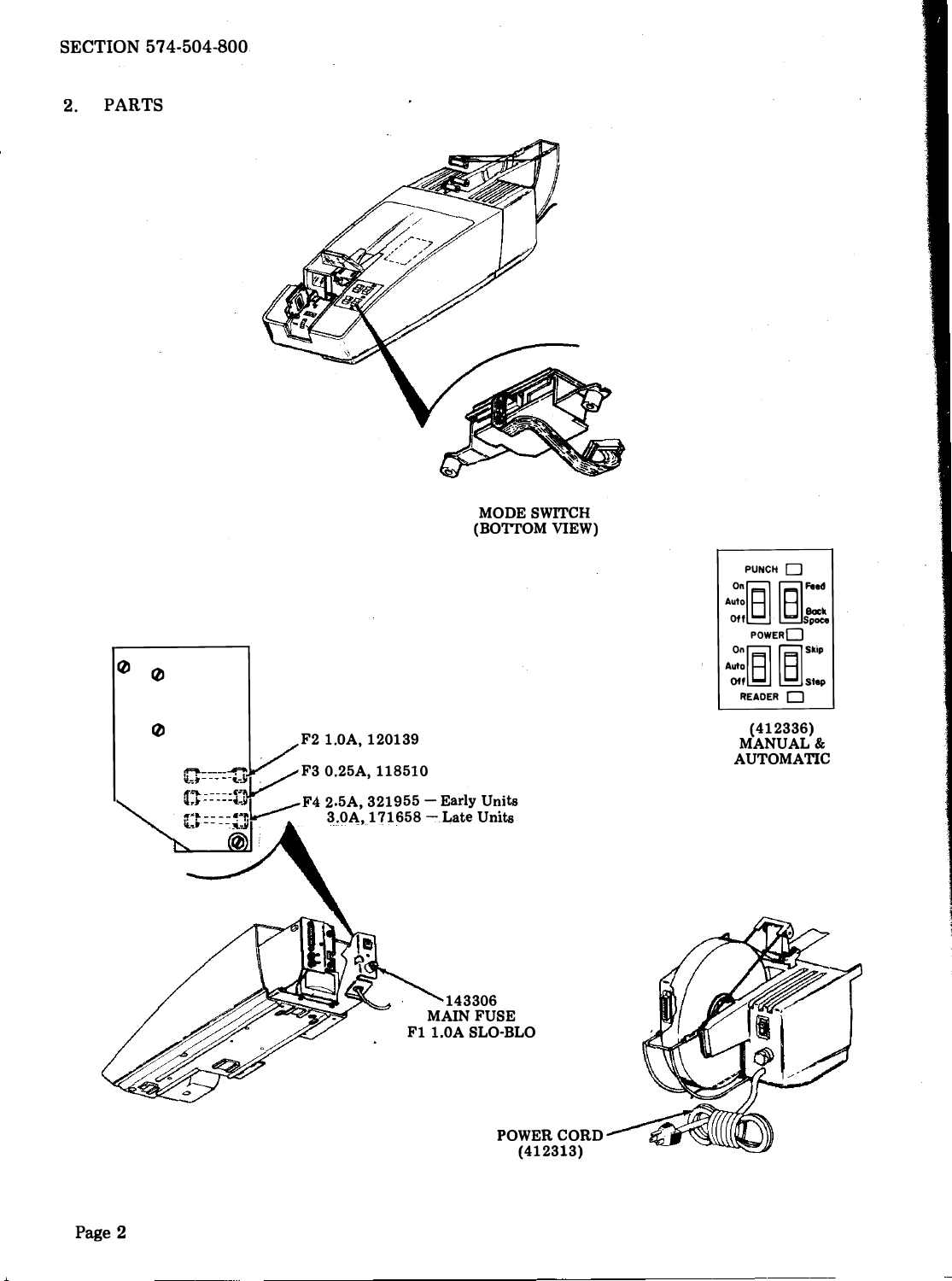## 2. PARTS

MODE SWITCH
(BOTTOM VIEW)

PUNCH
On / Auto / Off
Feed / Back Space
POWER
On / Auto / Off
Skip / Stop
READER

(412336)
MANUAL &
AUTOMATIC

F2 1.0A, 120139

F3 0.25A, 118510

F4 2.5A, 321955 — Early Units
3.0A, 171658 — Late Units

143306
MAIN FUSE
F1 1.0A SLO-BLO

POWER CORD
(412313)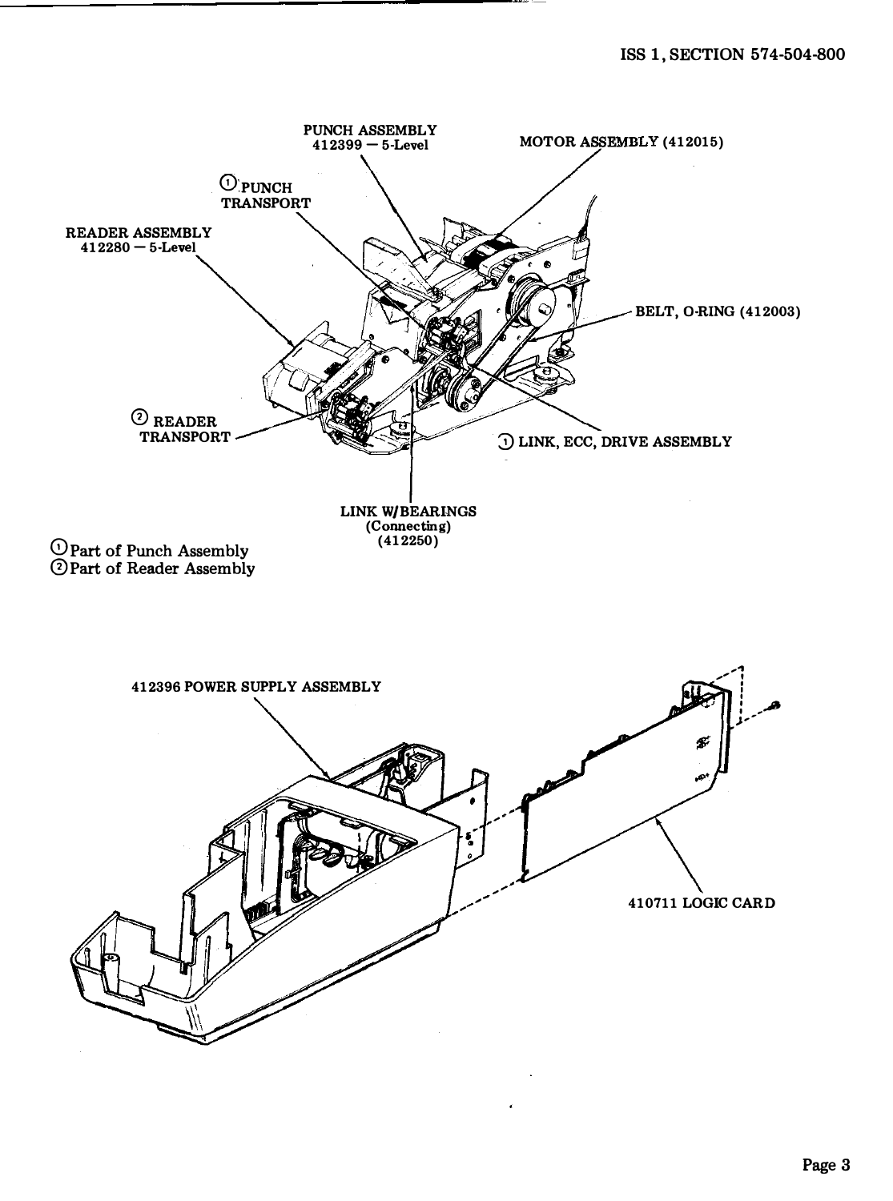PUNCH ASSEMBLY
412399 — 5-Level

MOTOR ASSEMBLY (412015)

(1) PUNCH TRANSPORT

READER ASSEMBLY
412280 — 5-Level

BELT, O-RING (412003)

(2) READER TRANSPORT

(1) LINK, ECC, DRIVE ASSEMBLY

LINK W/BEARINGS
(Connecting)
(412250)

(1) Part of Punch Assembly
(2) Part of Reader Assembly

412396 POWER SUPPLY ASSEMBLY

410711 LOGIC CARD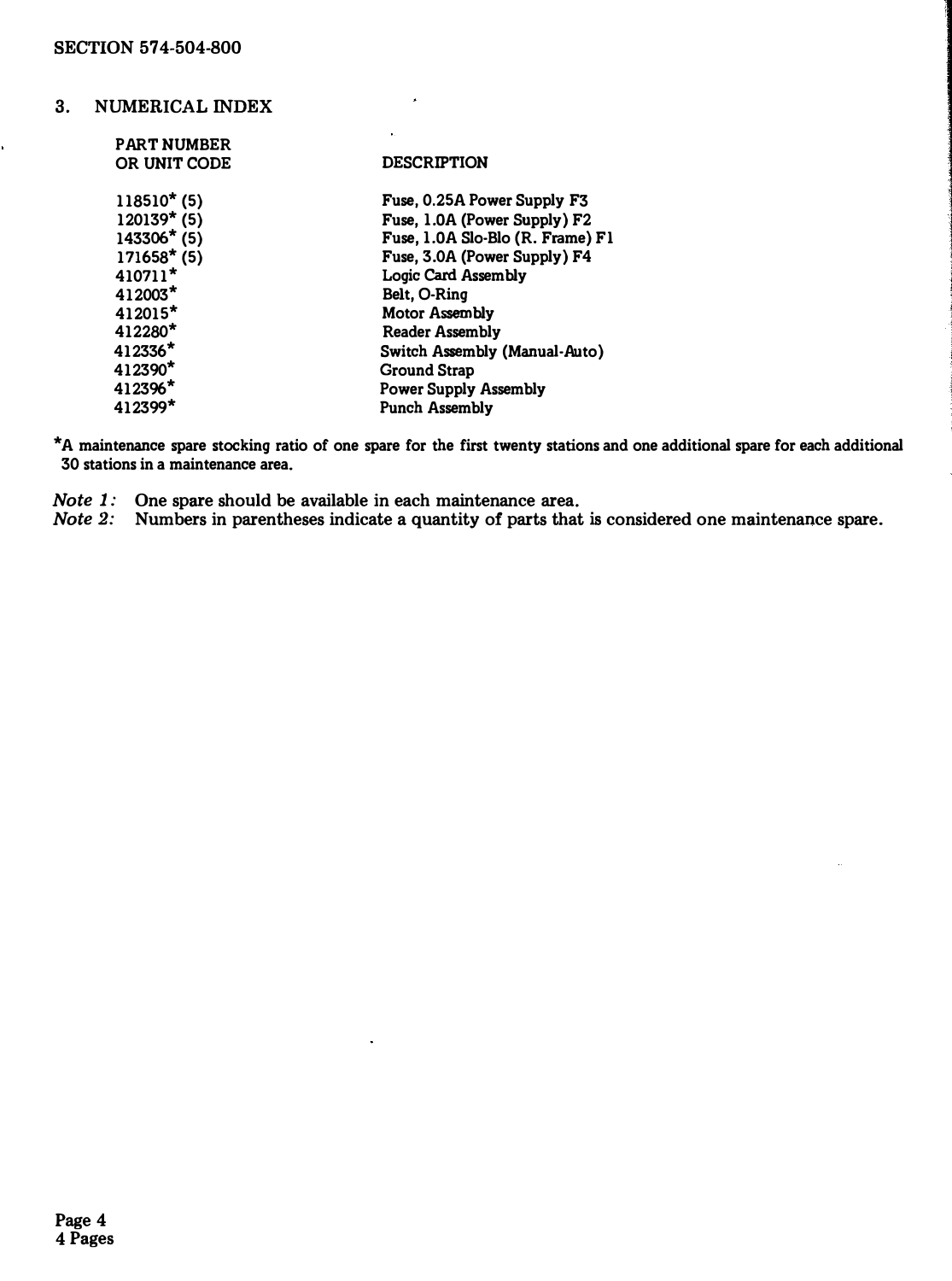## 3. NUMERICAL INDEX

| PART NUMBER OR UNIT CODE | DESCRIPTION |
|---|---|
| 118510* (5) | Fuse, 0.25A Power Supply F3 |
| 120139* (5) | Fuse, 1.0A (Power Supply) F2 |
| 143306* (5) | Fuse, 1.0A Slo-Blo (R. Frame) F1 |
| 171658* (5) | Fuse, 3.0A (Power Supply) F4 |
| 410711* | Logic Card Assembly |
| 412003* | Belt, O-Ring |
| 412015* | Motor Assembly |
| 412280* | Reader Assembly |
| 412336* | Switch Assembly (Manual-Auto) |
| 412390* | Ground Strap |
| 412396* | Power Supply Assembly |
| 412399* | Punch Assembly |

*A maintenance spare stocking ratio of one spare for the first twenty stations and one additional spare for each additional 30 stations in a maintenance area.

*Note 1:* One spare should be available in each maintenance area.

*Note 2:* Numbers in parentheses indicate a quantity of parts that is considered one maintenance spare.